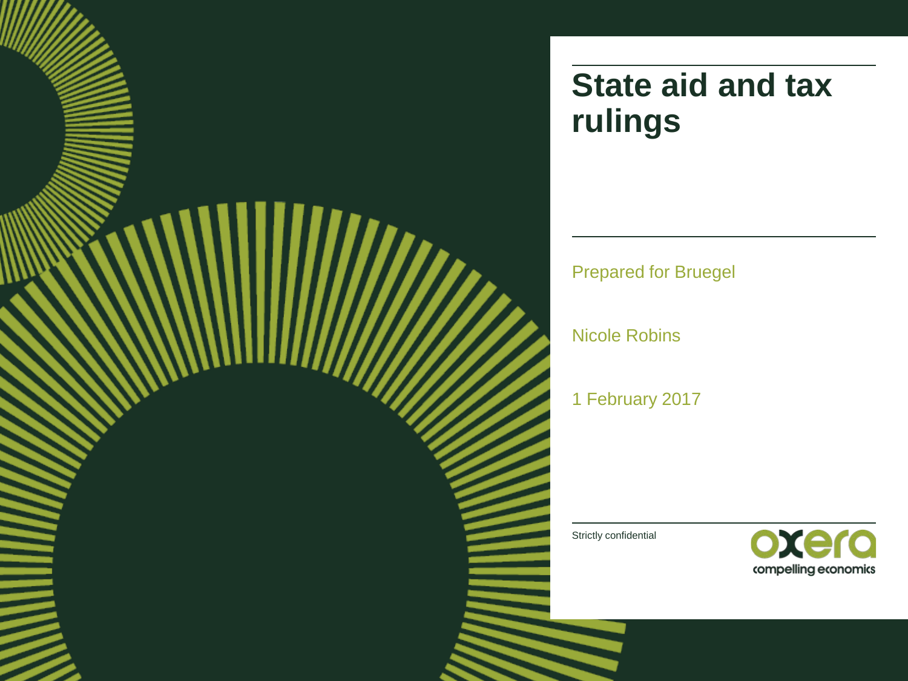# State aid and tax rulings

Prepared for Bruegel

Nicole Robins

1 February 2017

Strictly confidential

oxera
compelling economics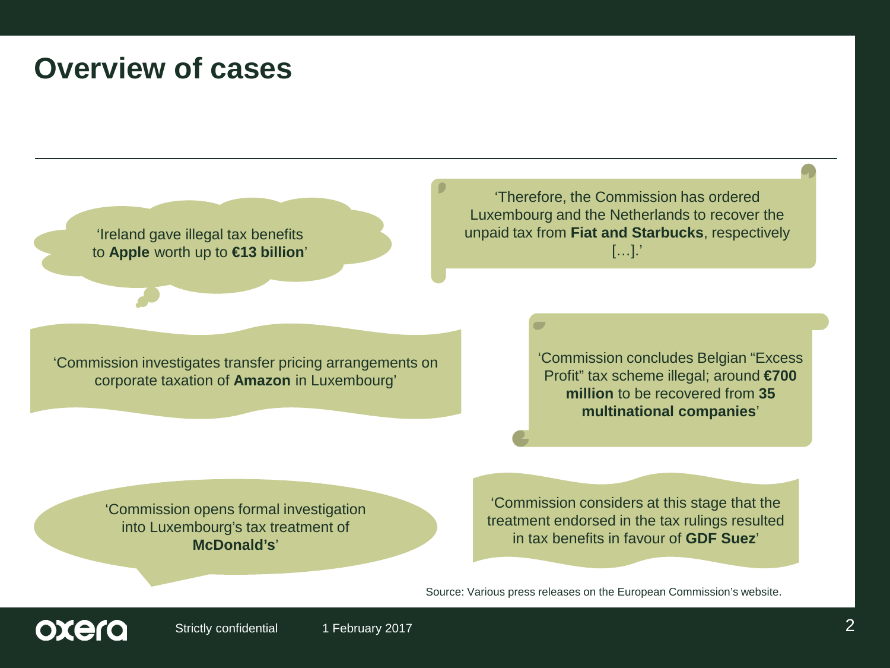# Overview of cases

‘Ireland gave illegal tax benefits to **Apple** worth up to **€13 billion**’

‘Therefore, the Commission has ordered Luxembourg and the Netherlands to recover the unpaid tax from **Fiat and Starbucks**, respectively […].’

‘Commission investigates transfer pricing arrangements on corporate taxation of **Amazon** in Luxembourg’

‘Commission concludes Belgian “Excess Profit” tax scheme illegal; around **€700 million** to be recovered from **35 multinational companies**’

‘Commission opens formal investigation into Luxembourg’s tax treatment of **McDonald’s**’

‘Commission considers at this stage that the treatment endorsed in the tax rulings resulted in tax benefits in favour of **GDF Suez**’

Source: Various press releases on the European Commission’s website.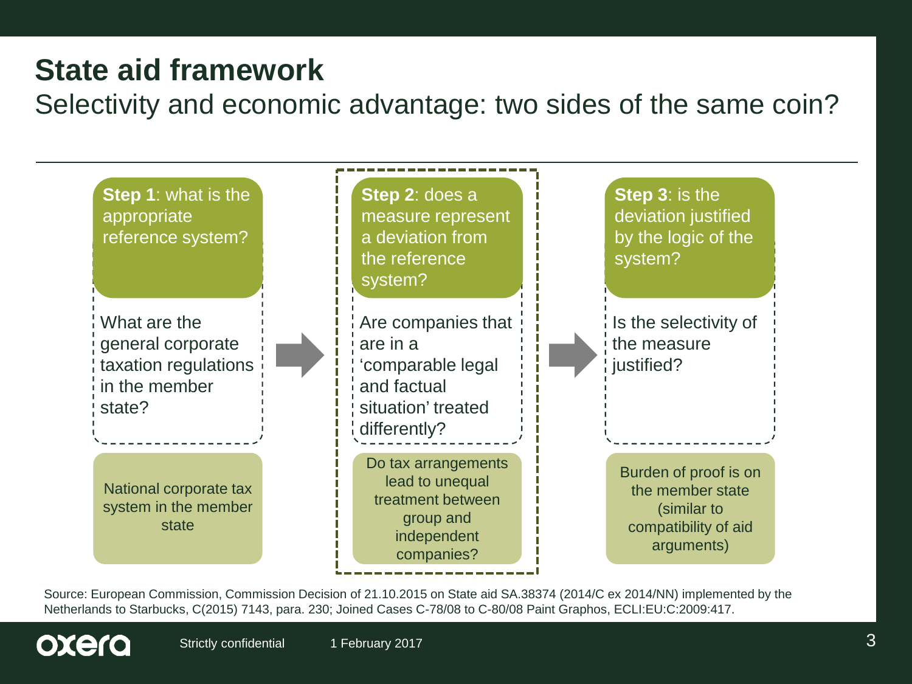# State aid framework

## Selectivity and economic advantage: two sides of the same coin?

**Step 1**: what is the appropriate reference system?

What are the general corporate taxation regulations in the member state?

National corporate tax system in the member state

**Step 2**: does a measure represent a deviation from the reference system?

Are companies that are in a ‘comparable legal and factual situation’ treated differently?

Do tax arrangements lead to unequal treatment between group and independent companies?

**Step 3**: is the deviation justified by the logic of the system?

Is the selectivity of the measure justified?

Burden of proof is on the member state (similar to compatibility of aid arguments)

Source: European Commission, Commission Decision of 21.10.2015 on State aid SA.38374 (2014/C ex 2014/NN) implemented by the Netherlands to Starbucks, C(2015) 7143, para. 230; Joined Cases C-78/08 to C-80/08 Paint Graphos, ECLI:EU:C:2009:417.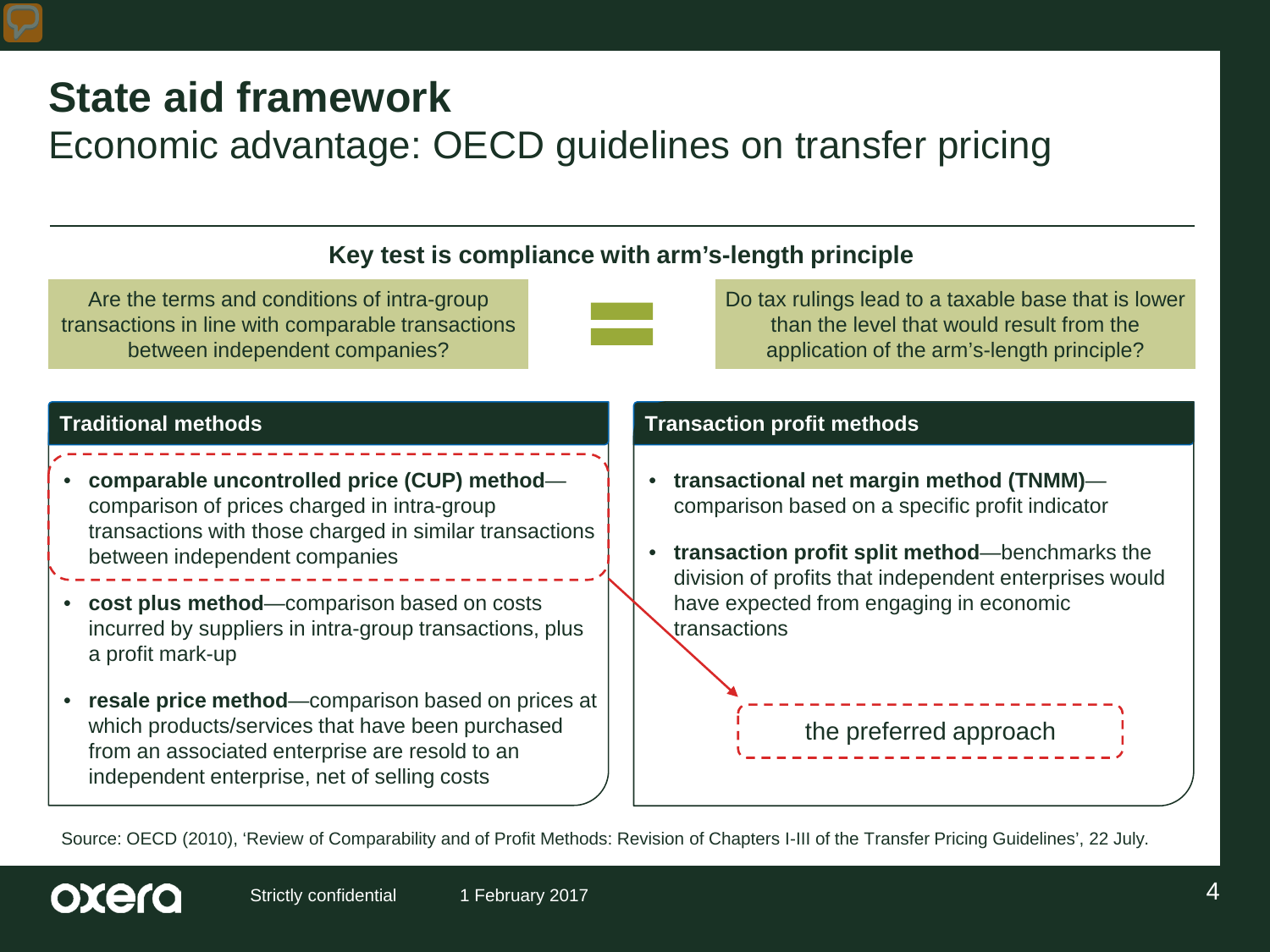# State aid framework

## Economic advantage: OECD guidelines on transfer pricing

### Key test is compliance with arm's-length principle

Are the terms and conditions of intra-group transactions in line with comparable transactions between independent companies?

=

Do tax rulings lead to a taxable base that is lower than the level that would result from the application of the arm's-length principle?

#### Traditional methods

- **comparable uncontrolled price (CUP) method**—comparison of prices charged in intra-group transactions with those charged in similar transactions between independent companies
- **cost plus method**—comparison based on costs incurred by suppliers in intra-group transactions, plus a profit mark-up
- **resale price method**—comparison based on prices at which products/services that have been purchased from an associated enterprise are resold to an independent enterprise, net of selling costs

#### Transaction profit methods

- **transactional net margin method (TNMM)**—comparison based on a specific profit indicator
- **transaction profit split method**—benchmarks the division of profits that independent enterprises would have expected from engaging in economic transactions

the preferred approach

Source: OECD (2010), 'Review of Comparability and of Profit Methods: Revision of Chapters I-III of the Transfer Pricing Guidelines', 22 July.

Strictly confidential 1 February 2017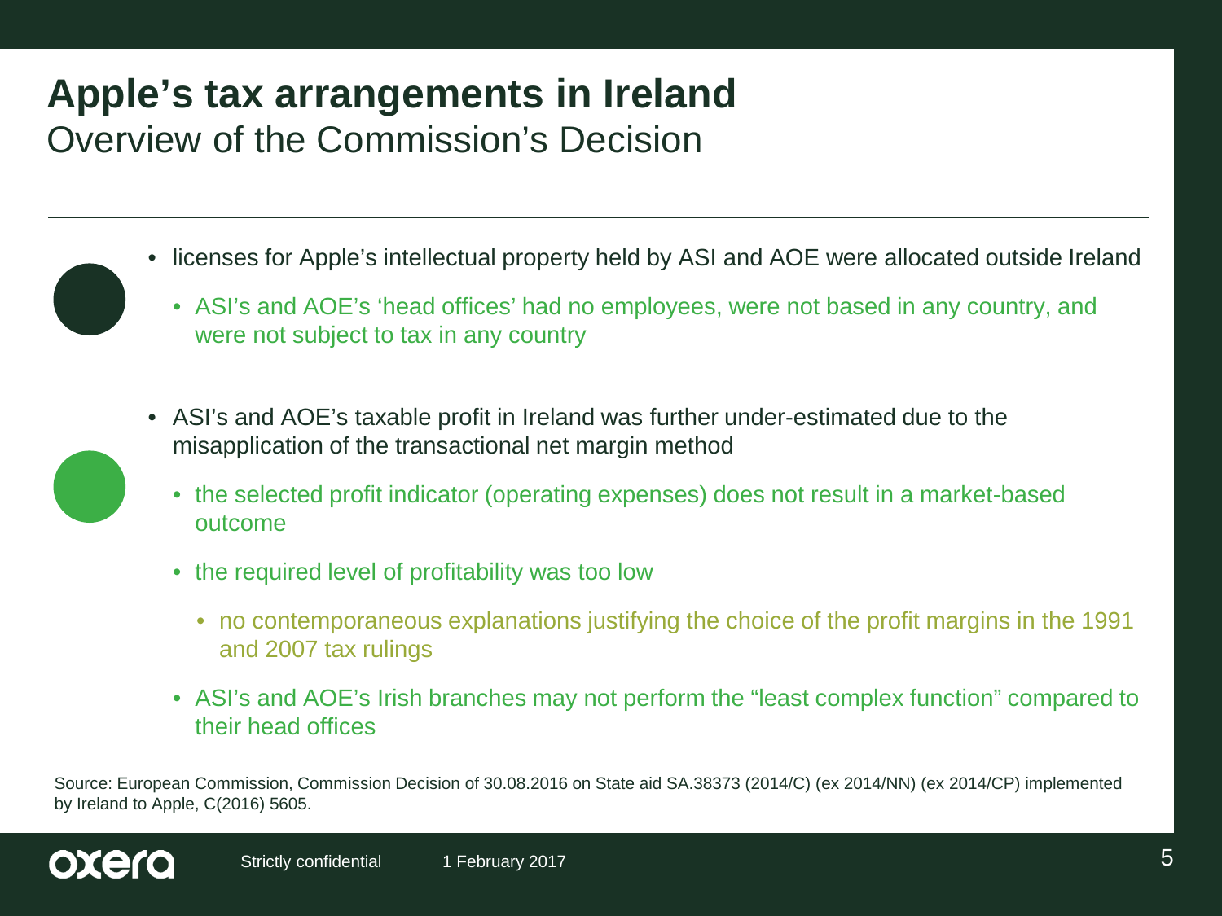# Apple's tax arrangements in Ireland

## Overview of the Commission's Decision

- licenses for Apple's intellectual property held by ASI and AOE were allocated outside Ireland
  - ASI's and AOE's 'head offices' had no employees, were not based in any country, and were not subject to tax in any country
- ASI's and AOE's taxable profit in Ireland was further under-estimated due to the misapplication of the transactional net margin method
  - the selected profit indicator (operating expenses) does not result in a market-based outcome
  - the required level of profitability was too low
    - no contemporaneous explanations justifying the choice of the profit margins in the 1991 and 2007 tax rulings
  - ASI's and AOE's Irish branches may not perform the "least complex function" compared to their head offices

Source: European Commission, Commission Decision of 30.08.2016 on State aid SA.38373 (2014/C) (ex 2014/NN) (ex 2014/CP) implemented by Ireland to Apple, C(2016) 5605.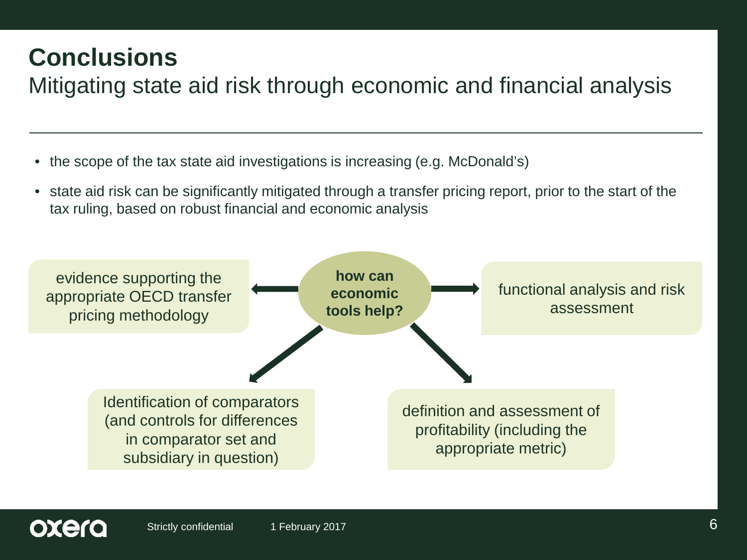# Conclusions

## Mitigating state aid risk through economic and financial analysis

- the scope of the tax state aid investigations is increasing (e.g. McDonald's)
- state aid risk can be significantly mitigated through a transfer pricing report, prior to the start of the tax ruling, based on robust financial and economic analysis

**how can economic tools help?**

- evidence supporting the appropriate OECD transfer pricing methodology
- functional analysis and risk assessment
- Identification of comparators (and controls for differences in comparator set and subsidiary in question)
- definition and assessment of profitability (including the appropriate metric)

Strictly confidential 1 February 2017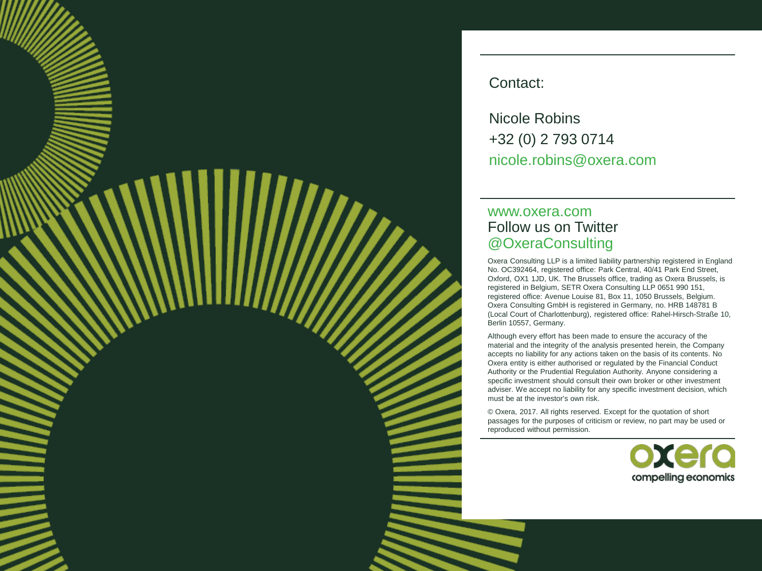Contact:

Nicole Robins
+32 (0) 2 793 0714
nicole.robins@oxera.com

www.oxera.com
Follow us on Twitter
@OxeraConsulting

Oxera Consulting LLP is a limited liability partnership registered in England No. OC392464, registered office: Park Central, 40/41 Park End Street, Oxford, OX1 1JD, UK. The Brussels office, trading as Oxera Brussels, is registered in Belgium, SETR Oxera Consulting LLP 0651 990 151, registered office: Avenue Louise 81, Box 11, 1050 Brussels, Belgium. Oxera Consulting GmbH is registered in Germany, no. HRB 148781 B (Local Court of Charlottenburg), registered office: Rahel-Hirsch-Straße 10, Berlin 10557, Germany.

Although every effort has been made to ensure the accuracy of the material and the integrity of the analysis presented herein, the Company accepts no liability for any actions taken on the basis of its contents. No Oxera entity is either authorised or regulated by the Financial Conduct Authority or the Prudential Regulation Authority. Anyone considering a specific investment should consult their own broker or other investment adviser. We accept no liability for any specific investment decision, which must be at the investor's own risk.

© Oxera, 2017. All rights reserved. Except for the quotation of short passages for the purposes of criticism or review, no part may be used or reproduced without permission.

oxera
compelling economics